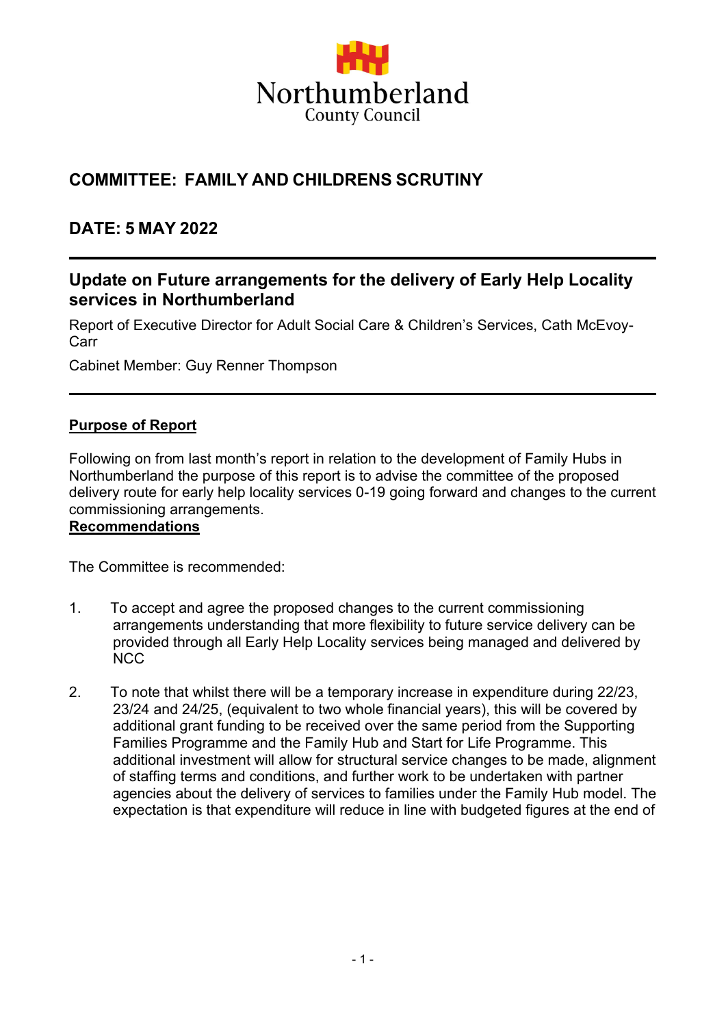Northumberland
County Council

## COMMITTEE: FAMILY AND CHILDRENS SCRUTINY

## DATE: 5 MAY 2022

## Update on Future arrangements for the delivery of Early Help Locality services in Northumberland

Report of Executive Director for Adult Social Care & Children's Services, Cath McEvoy-Carr

Cabinet Member: Guy Renner Thompson

**Purpose of Report**

Following on from last month's report in relation to the development of Family Hubs in Northumberland the purpose of this report is to advise the committee of the proposed delivery route for early help locality services 0-19 going forward and changes to the current commissioning arrangements.

**Recommendations**

The Committee is recommended:

1. To accept and agree the proposed changes to the current commissioning arrangements understanding that more flexibility to future service delivery can be provided through all Early Help Locality services being managed and delivered by NCC

2. To note that whilst there will be a temporary increase in expenditure during 22/23, 23/24 and 24/25, (equivalent to two whole financial years), this will be covered by additional grant funding to be received over the same period from the Supporting Families Programme and the Family Hub and Start for Life Programme. This additional investment will allow for structural service changes to be made, alignment of staffing terms and conditions, and further work to be undertaken with partner agencies about the delivery of services to families under the Family Hub model. The expectation is that expenditure will reduce in line with budgeted figures at the end of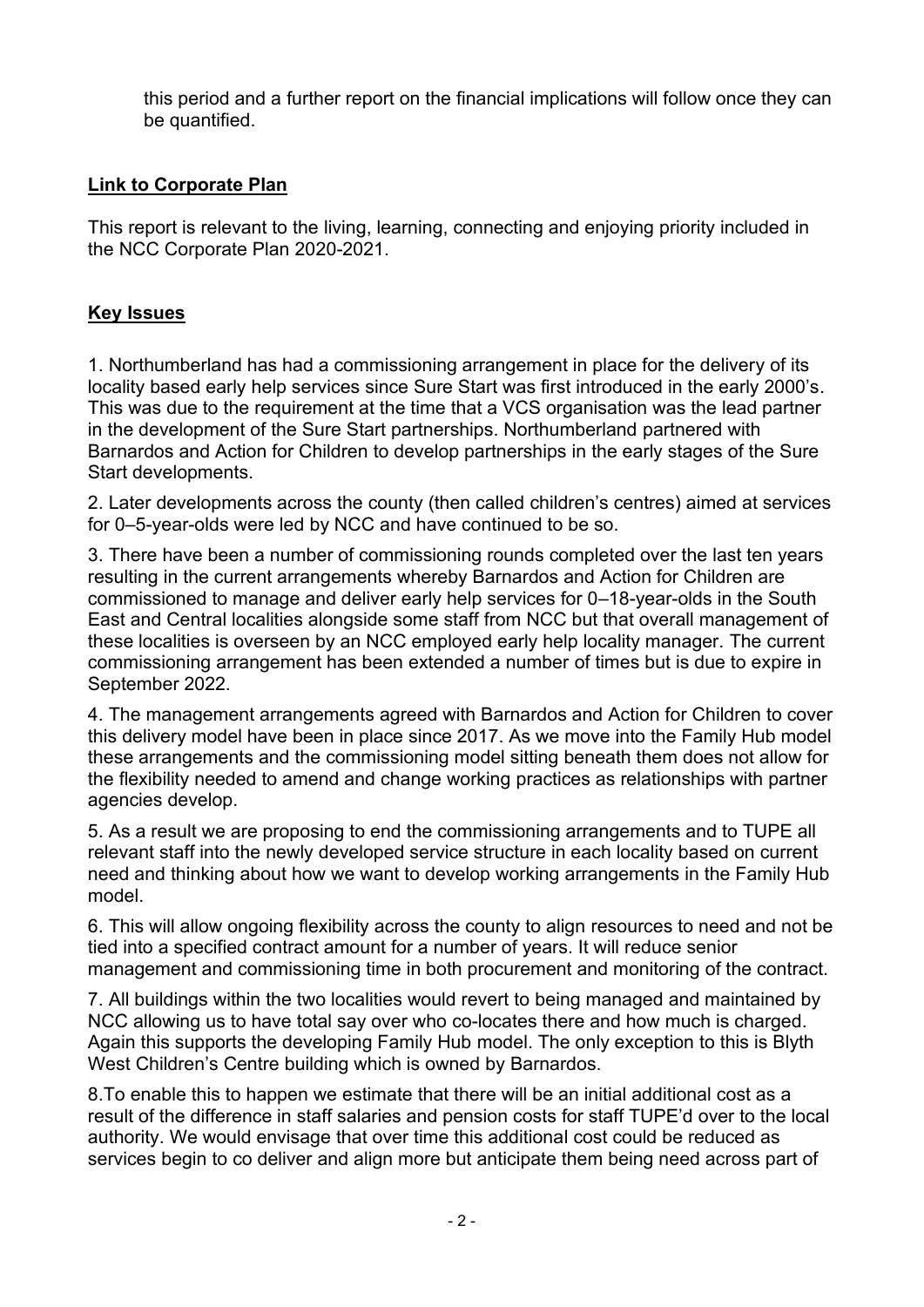this period and a further report on the financial implications will follow once they can be quantified.

## Link to Corporate Plan

This report is relevant to the living, learning, connecting and enjoying priority included in the NCC Corporate Plan 2020-2021.

## Key Issues

1. Northumberland has had a commissioning arrangement in place for the delivery of its locality based early help services since Sure Start was first introduced in the early 2000's. This was due to the requirement at the time that a VCS organisation was the lead partner in the development of the Sure Start partnerships. Northumberland partnered with Barnardos and Action for Children to develop partnerships in the early stages of the Sure Start developments.

2. Later developments across the county (then called children's centres) aimed at services for 0–5-year-olds were led by NCC and have continued to be so.

3. There have been a number of commissioning rounds completed over the last ten years resulting in the current arrangements whereby Barnardos and Action for Children are commissioned to manage and deliver early help services for 0–18-year-olds in the South East and Central localities alongside some staff from NCC but that overall management of these localities is overseen by an NCC employed early help locality manager. The current commissioning arrangement has been extended a number of times but is due to expire in September 2022.

4. The management arrangements agreed with Barnardos and Action for Children to cover this delivery model have been in place since 2017. As we move into the Family Hub model these arrangements and the commissioning model sitting beneath them does not allow for the flexibility needed to amend and change working practices as relationships with partner agencies develop.

5. As a result we are proposing to end the commissioning arrangements and to TUPE all relevant staff into the newly developed service structure in each locality based on current need and thinking about how we want to develop working arrangements in the Family Hub model.

6. This will allow ongoing flexibility across the county to align resources to need and not be tied into a specified contract amount for a number of years. It will reduce senior management and commissioning time in both procurement and monitoring of the contract.

7. All buildings within the two localities would revert to being managed and maintained by NCC allowing us to have total say over who co-locates there and how much is charged. Again this supports the developing Family Hub model. The only exception to this is Blyth West Children's Centre building which is owned by Barnardos.

8.To enable this to happen we estimate that there will be an initial additional cost as a result of the difference in staff salaries and pension costs for staff TUPE'd over to the local authority. We would envisage that over time this additional cost could be reduced as services begin to co deliver and align more but anticipate them being need across part of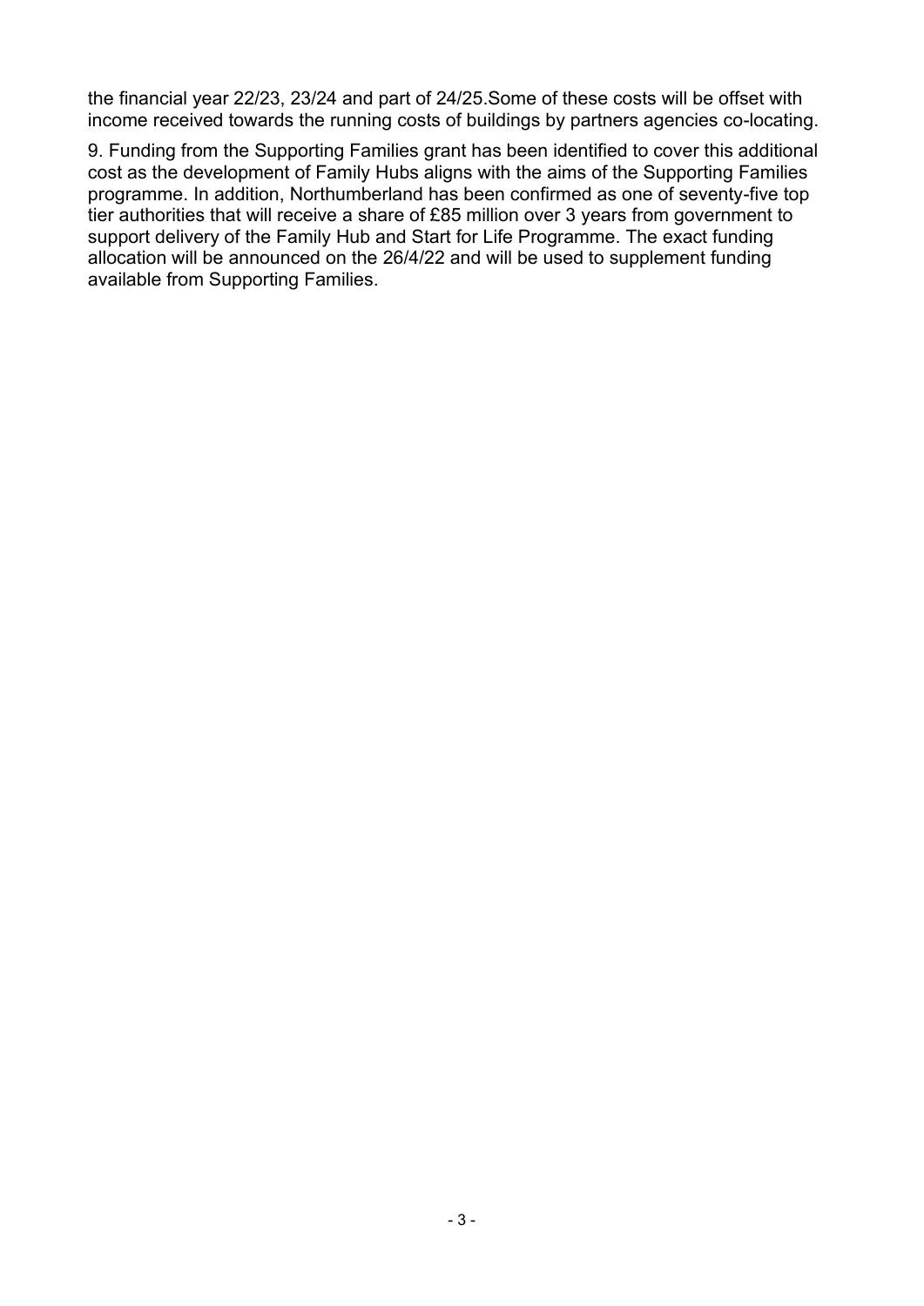the financial year 22/23, 23/24 and part of 24/25.Some of these costs will be offset with income received towards the running costs of buildings by partners agencies co-locating.

9. Funding from the Supporting Families grant has been identified to cover this additional cost as the development of Family Hubs aligns with the aims of the Supporting Families programme. In addition, Northumberland has been confirmed as one of seventy-five top tier authorities that will receive a share of £85 million over 3 years from government to support delivery of the Family Hub and Start for Life Programme. The exact funding allocation will be announced on the 26/4/22 and will be used to supplement funding available from Supporting Families.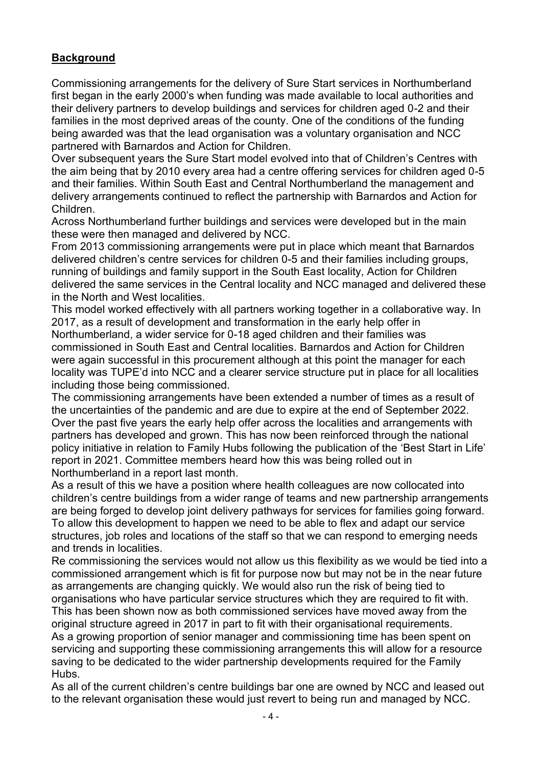## **Background**

Commissioning arrangements for the delivery of Sure Start services in Northumberland first began in the early 2000's when funding was made available to local authorities and their delivery partners to develop buildings and services for children aged 0-2 and their families in the most deprived areas of the county. One of the conditions of the funding being awarded was that the lead organisation was a voluntary organisation and NCC partnered with Barnardos and Action for Children.

Over subsequent years the Sure Start model evolved into that of Children's Centres with the aim being that by 2010 every area had a centre offering services for children aged 0-5 and their families. Within South East and Central Northumberland the management and delivery arrangements continued to reflect the partnership with Barnardos and Action for Children.

Across Northumberland further buildings and services were developed but in the main these were then managed and delivered by NCC.

From 2013 commissioning arrangements were put in place which meant that Barnardos delivered children's centre services for children 0-5 and their families including groups, running of buildings and family support in the South East locality, Action for Children delivered the same services in the Central locality and NCC managed and delivered these in the North and West localities.

This model worked effectively with all partners working together in a collaborative way. In 2017, as a result of development and transformation in the early help offer in Northumberland, a wider service for 0-18 aged children and their families was commissioned in South East and Central localities. Barnardos and Action for Children were again successful in this procurement although at this point the manager for each locality was TUPE'd into NCC and a clearer service structure put in place for all localities including those being commissioned.

The commissioning arrangements have been extended a number of times as a result of the uncertainties of the pandemic and are due to expire at the end of September 2022. Over the past five years the early help offer across the localities and arrangements with partners has developed and grown. This has now been reinforced through the national policy initiative in relation to Family Hubs following the publication of the 'Best Start in Life' report in 2021. Committee members heard how this was being rolled out in Northumberland in a report last month.

As a result of this we have a position where health colleagues are now collocated into children's centre buildings from a wider range of teams and new partnership arrangements are being forged to develop joint delivery pathways for services for families going forward. To allow this development to happen we need to be able to flex and adapt our service structures, job roles and locations of the staff so that we can respond to emerging needs and trends in localities.

Re commissioning the services would not allow us this flexibility as we would be tied into a commissioned arrangement which is fit for purpose now but may not be in the near future as arrangements are changing quickly. We would also run the risk of being tied to organisations who have particular service structures which they are required to fit with. This has been shown now as both commissioned services have moved away from the original structure agreed in 2017 in part to fit with their organisational requirements.

As a growing proportion of senior manager and commissioning time has been spent on servicing and supporting these commissioning arrangements this will allow for a resource saving to be dedicated to the wider partnership developments required for the Family Hubs.

As all of the current children's centre buildings bar one are owned by NCC and leased out to the relevant organisation these would just revert to being run and managed by NCC.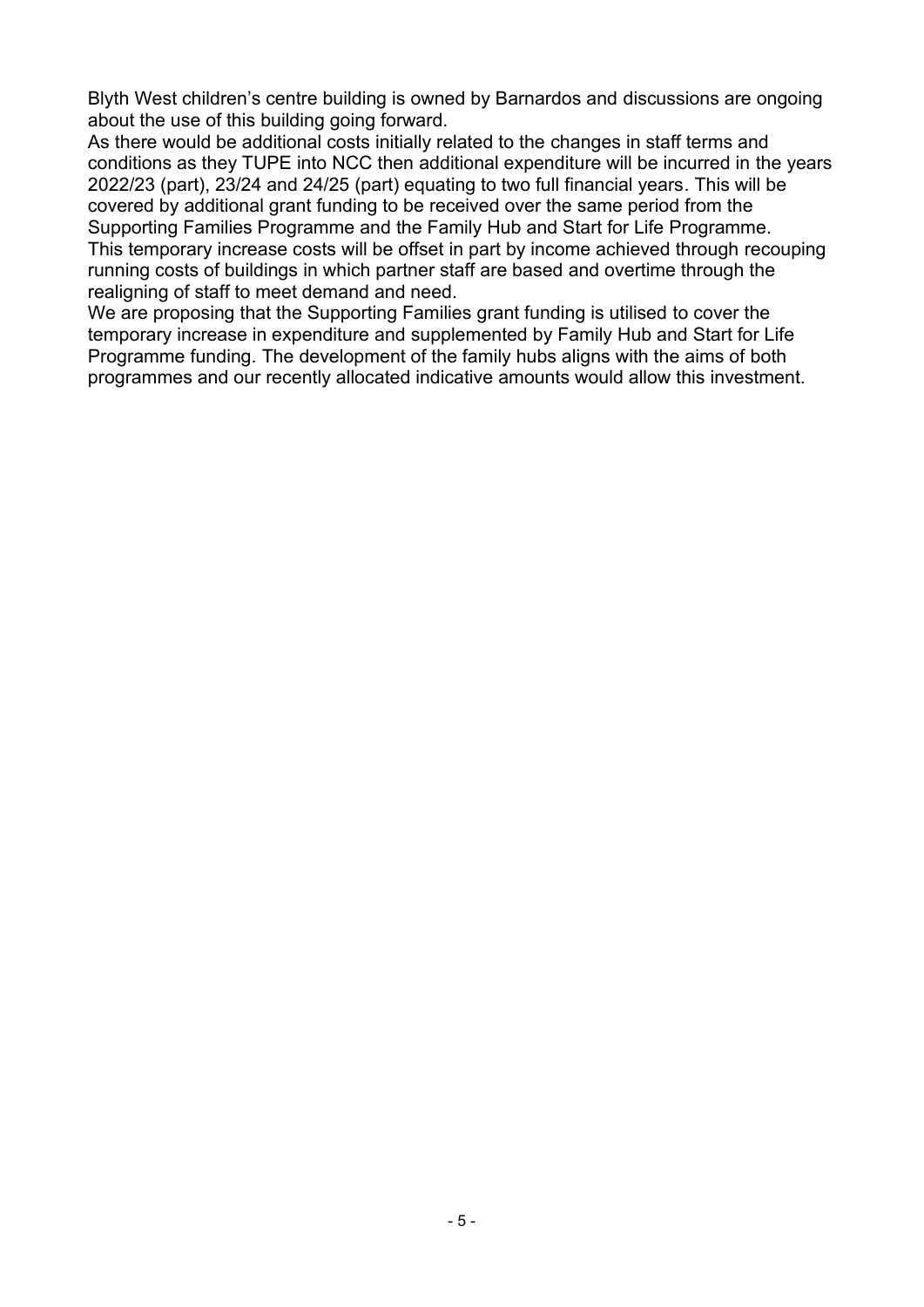Blyth West children's centre building is owned by Barnardos and discussions are ongoing about the use of this building going forward.

As there would be additional costs initially related to the changes in staff terms and conditions as they TUPE into NCC then additional expenditure will be incurred in the years 2022/23 (part), 23/24 and 24/25 (part) equating to two full financial years. This will be covered by additional grant funding to be received over the same period from the Supporting Families Programme and the Family Hub and Start for Life Programme.

This temporary increase costs will be offset in part by income achieved through recouping running costs of buildings in which partner staff are based and overtime through the realigning of staff to meet demand and need.

We are proposing that the Supporting Families grant funding is utilised to cover the temporary increase in expenditure and supplemented by Family Hub and Start for Life Programme funding. The development of the family hubs aligns with the aims of both programmes and our recently allocated indicative amounts would allow this investment.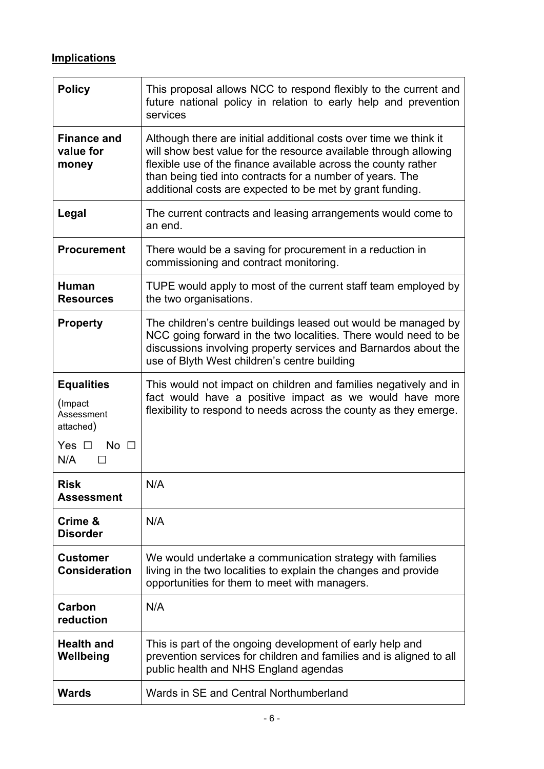**Implications**

| | |
|---|---|
| **Policy** | This proposal allows NCC to respond flexibly to the current and future national policy in relation to early help and prevention services |
| **Finance and value for money** | Although there are initial additional costs over time we think it will show best value for the resource available through allowing flexible use of the finance available across the county rather than being tied into contracts for a number of years. The additional costs are expected to be met by grant funding. |
| **Legal** | The current contracts and leasing arrangements would come to an end. |
| **Procurement** | There would be a saving for procurement in a reduction in commissioning and contract monitoring. |
| **Human Resources** | TUPE would apply to most of the current staff team employed by the two organisations. |
| **Property** | The children's centre buildings leased out would be managed by NCC going forward in the two localities. There would need to be discussions involving property services and Barnardos about the use of Blyth West children's centre building |
| **Equalities** (Impact Assessment attached) Yes ☐ No ☐ N/A ☐ | This would not impact on children and families negatively and in fact would have a positive impact as we would have more flexibility to respond to needs across the county as they emerge. |
| **Risk Assessment** | N/A |
| **Crime & Disorder** | N/A |
| **Customer Consideration** | We would undertake a communication strategy with families living in the two localities to explain the changes and provide opportunities for them to meet with managers. |
| **Carbon reduction** | N/A |
| **Health and Wellbeing** | This is part of the ongoing development of early help and prevention services for children and families and is aligned to all public health and NHS England agendas |
| **Wards** | Wards in SE and Central Northumberland |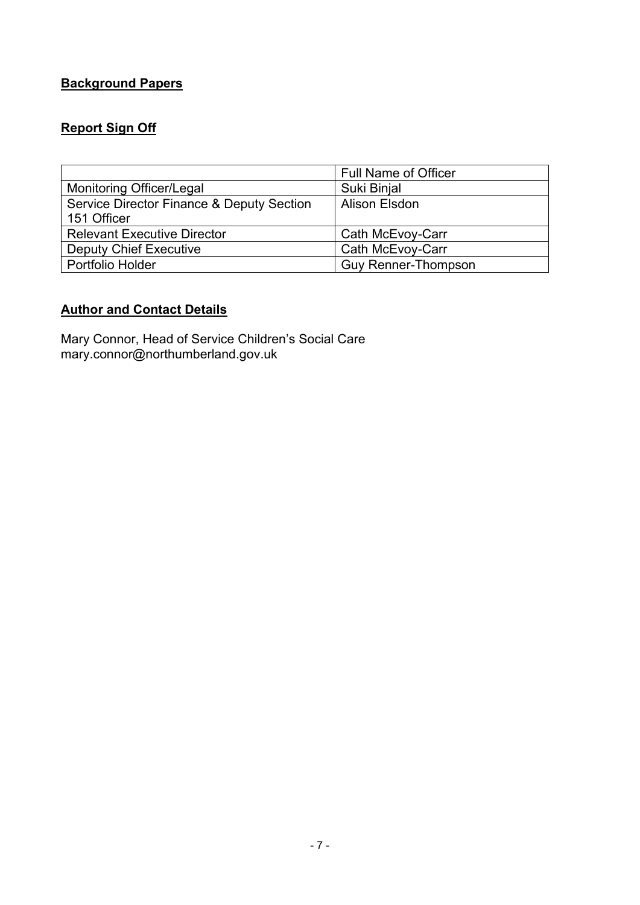**Background Papers**

**Report Sign Off**

| | Full Name of Officer |
|---|---|
| Monitoring Officer/Legal | Suki Binjal |
| Service Director Finance & Deputy Section 151 Officer | Alison Elsdon |
| Relevant Executive Director | Cath McEvoy-Carr |
| Deputy Chief Executive | Cath McEvoy-Carr |
| Portfolio Holder | Guy Renner-Thompson |

**Author and Contact Details**

Mary Connor, Head of Service Children's Social Care
mary.connor@northumberland.gov.uk